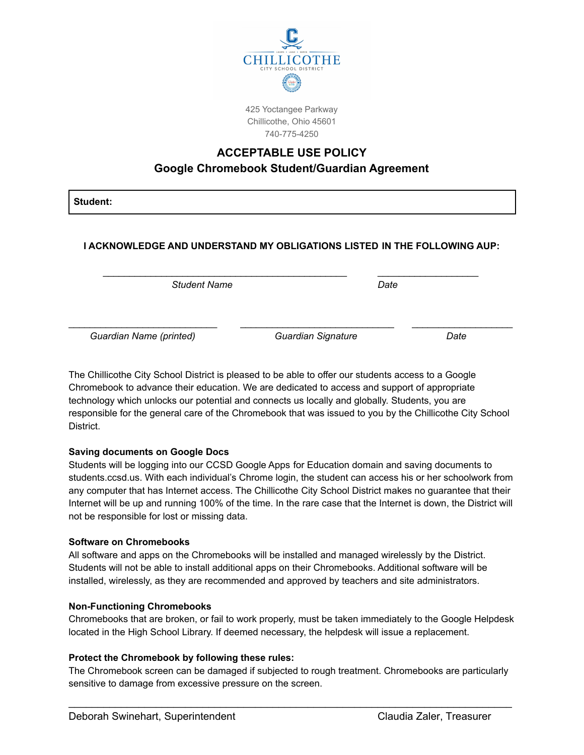CHILLICOTHE

CITY SCHOOL DISTRICT

425 Yoctangee Parkway
Chillicothe, Ohio 45601
740-775-4250

# ACCEPTABLE USE POLICY

## Google Chromebook Student/Guardian Agreement

| **Student:** |
|---|

**I ACKNOWLEDGE AND UNDERSTAND MY OBLIGATIONS LISTED IN THE FOLLOWING AUP:**

_______________________________________________ ___________________
*Student Name* *Date*

___________________________ ____________________________ ___________________
*Guardian Name (printed)* *Guardian Signature* *Date*

The Chillicothe City School District is pleased to be able to offer our students access to a Google Chromebook to advance their education. We are dedicated to access and support of appropriate technology which unlocks our potential and connects us locally and globally. Students, you are responsible for the general care of the Chromebook that was issued to you by the Chillicothe City School District.

**Saving documents on Google Docs**
Students will be logging into our CCSD Google Apps for Education domain and saving documents to students.ccsd.us. With each individual's Chrome login, the student can access his or her schoolwork from any computer that has Internet access. The Chillicothe City School District makes no guarantee that their Internet will be up and running 100% of the time. In the rare case that the Internet is down, the District will not be responsible for lost or missing data.

**Software on Chromebooks**
All software and apps on the Chromebooks will be installed and managed wirelessly by the District. Students will not be able to install additional apps on their Chromebooks. Additional software will be installed, wirelessly, as they are recommended and approved by teachers and site administrators.

**Non-Functioning Chromebooks**
Chromebooks that are broken, or fail to work properly, must be taken immediately to the Google Helpdesk located in the High School Library. If deemed necessary, the helpdesk will issue a replacement.

**Protect the Chromebook by following these rules:**
The Chromebook screen can be damaged if subjected to rough treatment. Chromebooks are particularly sensitive to damage from excessive pressure on the screen.

Deborah Swinehart, Superintendent Claudia Zaler, Treasurer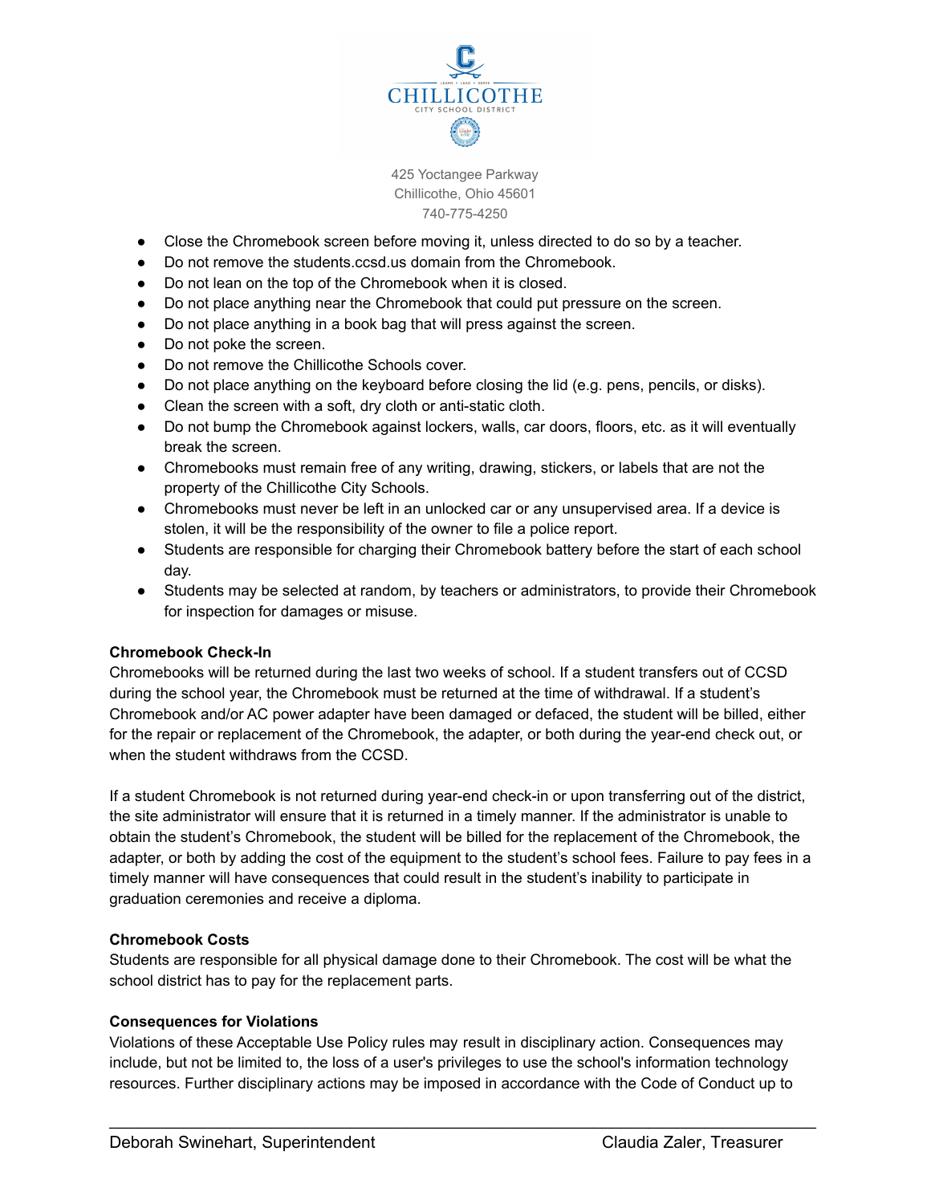- Close the Chromebook screen before moving it, unless directed to do so by a teacher.
- Do not remove the students.ccsd.us domain from the Chromebook.
- Do not lean on the top of the Chromebook when it is closed.
- Do not place anything near the Chromebook that could put pressure on the screen.
- Do not place anything in a book bag that will press against the screen.
- Do not poke the screen.
- Do not remove the Chillicothe Schools cover.
- Do not place anything on the keyboard before closing the lid (e.g. pens, pencils, or disks).
- Clean the screen with a soft, dry cloth or anti-static cloth.
- Do not bump the Chromebook against lockers, walls, car doors, floors, etc. as it will eventually break the screen.
- Chromebooks must remain free of any writing, drawing, stickers, or labels that are not the property of the Chillicothe City Schools.
- Chromebooks must never be left in an unlocked car or any unsupervised area. If a device is stolen, it will be the responsibility of the owner to file a police report.
- Students are responsible for charging their Chromebook battery before the start of each school day.
- Students may be selected at random, by teachers or administrators, to provide their Chromebook for inspection for damages or misuse.

**Chromebook Check-In**

Chromebooks will be returned during the last two weeks of school. If a student transfers out of CCSD during the school year, the Chromebook must be returned at the time of withdrawal. If a student's Chromebook and/or AC power adapter have been damaged or defaced, the student will be billed, either for the repair or replacement of the Chromebook, the adapter, or both during the year-end check out, or when the student withdraws from the CCSD.

If a student Chromebook is not returned during year-end check-in or upon transferring out of the district, the site administrator will ensure that it is returned in a timely manner. If the administrator is unable to obtain the student's Chromebook, the student will be billed for the replacement of the Chromebook, the adapter, or both by adding the cost of the equipment to the student's school fees. Failure to pay fees in a timely manner will have consequences that could result in the student's inability to participate in graduation ceremonies and receive a diploma.

**Chromebook Costs**

Students are responsible for all physical damage done to their Chromebook. The cost will be what the school district has to pay for the replacement parts.

**Consequences for Violations**

Violations of these Acceptable Use Policy rules may result in disciplinary action. Consequences may include, but not be limited to, the loss of a user's privileges to use the school's information technology resources. Further disciplinary actions may be imposed in accordance with the Code of Conduct up to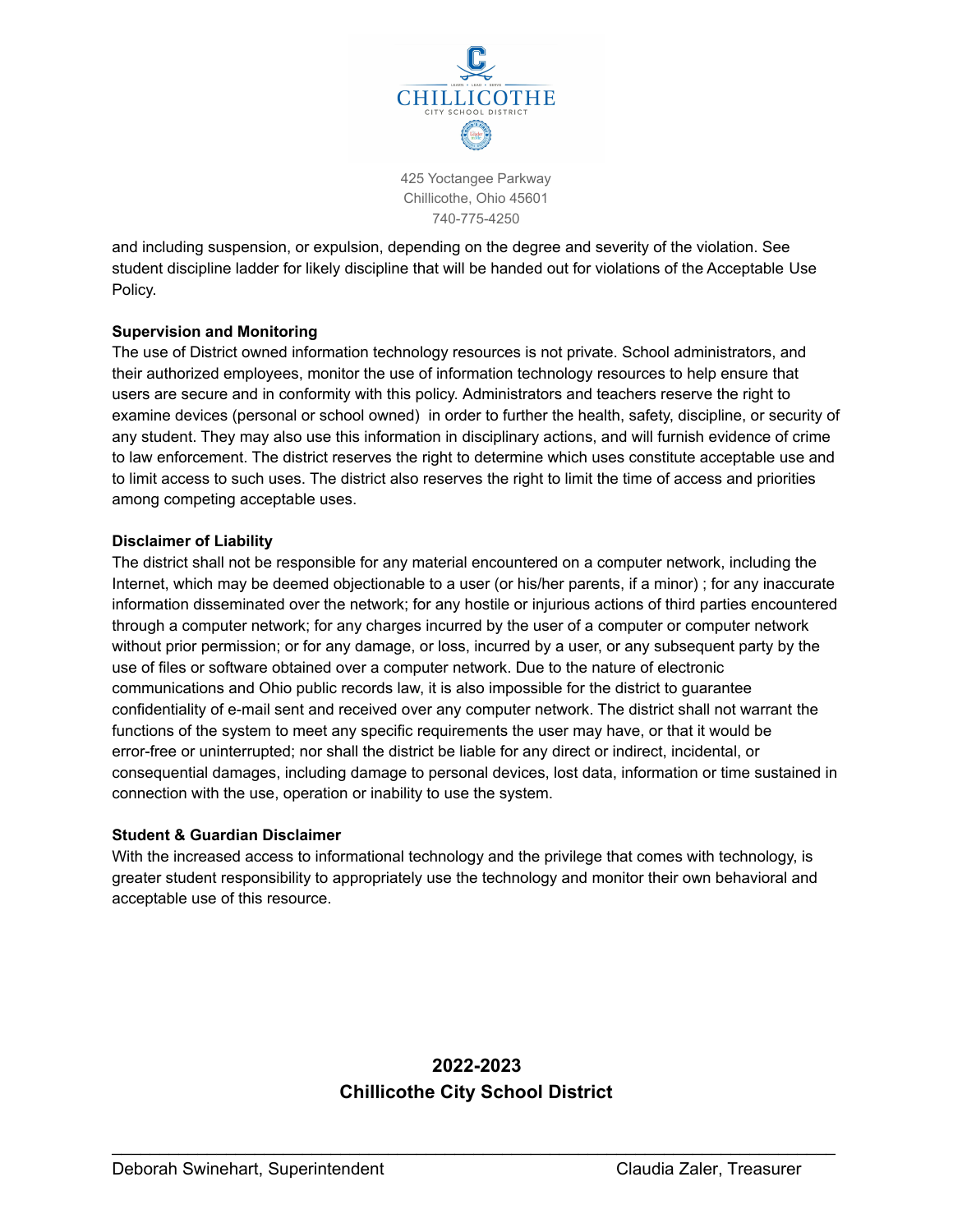and including suspension, or expulsion, depending on the degree and severity of the violation. See student discipline ladder for likely discipline that will be handed out for violations of the Acceptable Use Policy.

**Supervision and Monitoring**

The use of District owned information technology resources is not private. School administrators, and their authorized employees, monitor the use of information technology resources to help ensure that users are secure and in conformity with this policy. Administrators and teachers reserve the right to examine devices (personal or school owned) in order to further the health, safety, discipline, or security of any student. They may also use this information in disciplinary actions, and will furnish evidence of crime to law enforcement. The district reserves the right to determine which uses constitute acceptable use and to limit access to such uses. The district also reserves the right to limit the time of access and priorities among competing acceptable uses.

**Disclaimer of Liability**

The district shall not be responsible for any material encountered on a computer network, including the Internet, which may be deemed objectionable to a user (or his/her parents, if a minor) ; for any inaccurate information disseminated over the network; for any hostile or injurious actions of third parties encountered through a computer network; for any charges incurred by the user of a computer or computer network without prior permission; or for any damage, or loss, incurred by a user, or any subsequent party by the use of files or software obtained over a computer network. Due to the nature of electronic communications and Ohio public records law, it is also impossible for the district to guarantee confidentiality of e-mail sent and received over any computer network. The district shall not warrant the functions of the system to meet any specific requirements the user may have, or that it would be error-free or uninterrupted; nor shall the district be liable for any direct or indirect, incidental, or consequential damages, including damage to personal devices, lost data, information or time sustained in connection with the use, operation or inability to use the system.

**Student & Guardian Disclaimer**

With the increased access to informational technology and the privilege that comes with technology, is greater student responsibility to appropriately use the technology and monitor their own behavioral and acceptable use of this resource.

**2022-2023**
**Chillicothe City School District**

Deborah Swinehart, Superintendent  Claudia Zaler, Treasurer